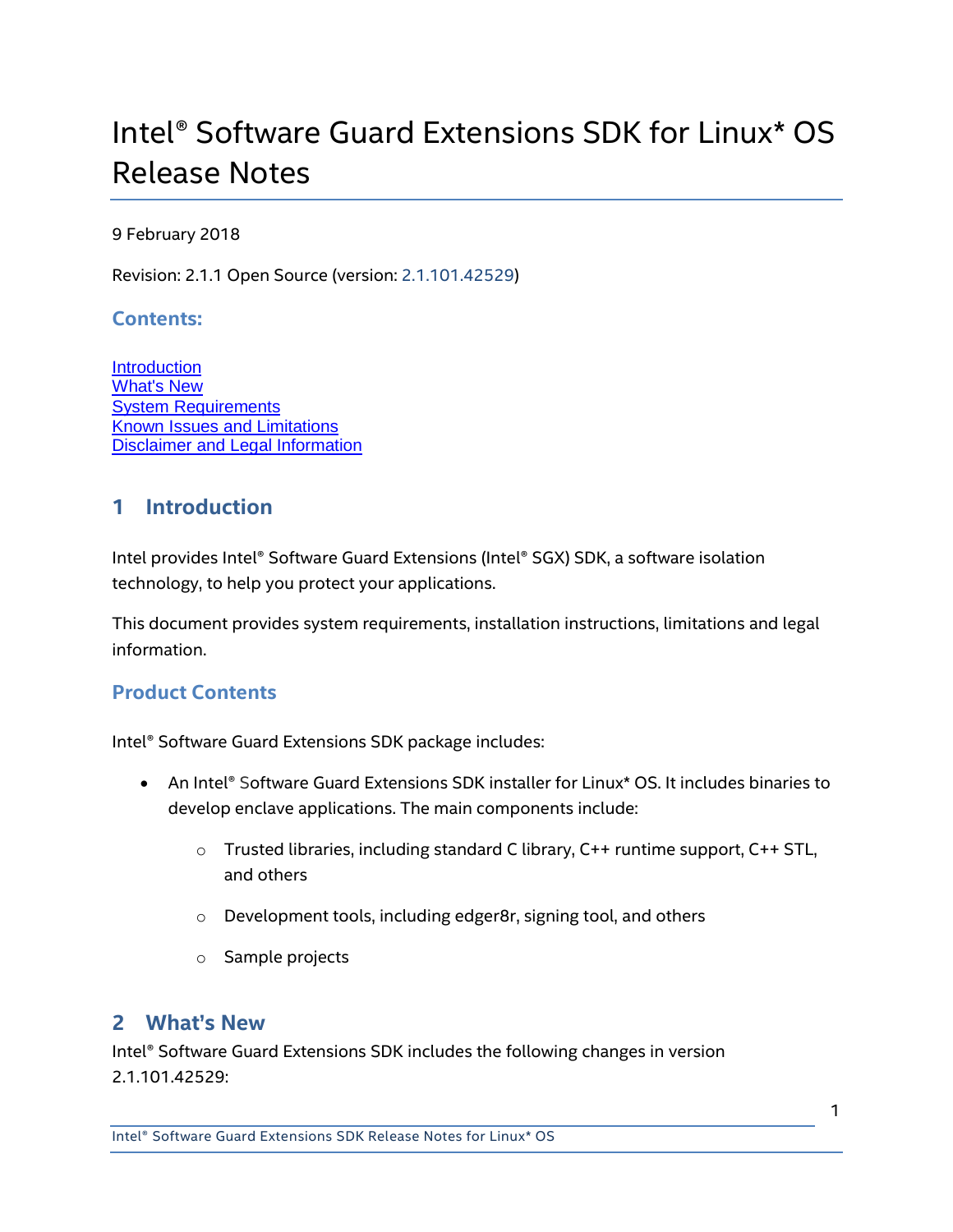# Intel® Software Guard Extensions SDK for Linux* OS Release Notes

9 February 2018

Revision: 2.1.1 Open Source (version: 2.1.101.42529)

### Contents:

[Introduction](#)
[What's New](#)
[System Requirements](#)
[Known Issues and Limitations](#)
[Disclaimer and Legal Information](#)

## 1 Introduction

Intel provides Intel® Software Guard Extensions (Intel® SGX) SDK, a software isolation technology, to help you protect your applications.

This document provides system requirements, installation instructions, limitations and legal information.

### Product Contents

Intel® Software Guard Extensions SDK package includes:

- An Intel® Software Guard Extensions SDK installer for Linux* OS. It includes binaries to develop enclave applications. The main components include:
    - Trusted libraries, including standard C library, C++ runtime support, C++ STL, and others
    - Development tools, including edger8r, signing tool, and others
    - Sample projects

## 2 What's New

Intel® Software Guard Extensions SDK includes the following changes in version 2.1.101.42529: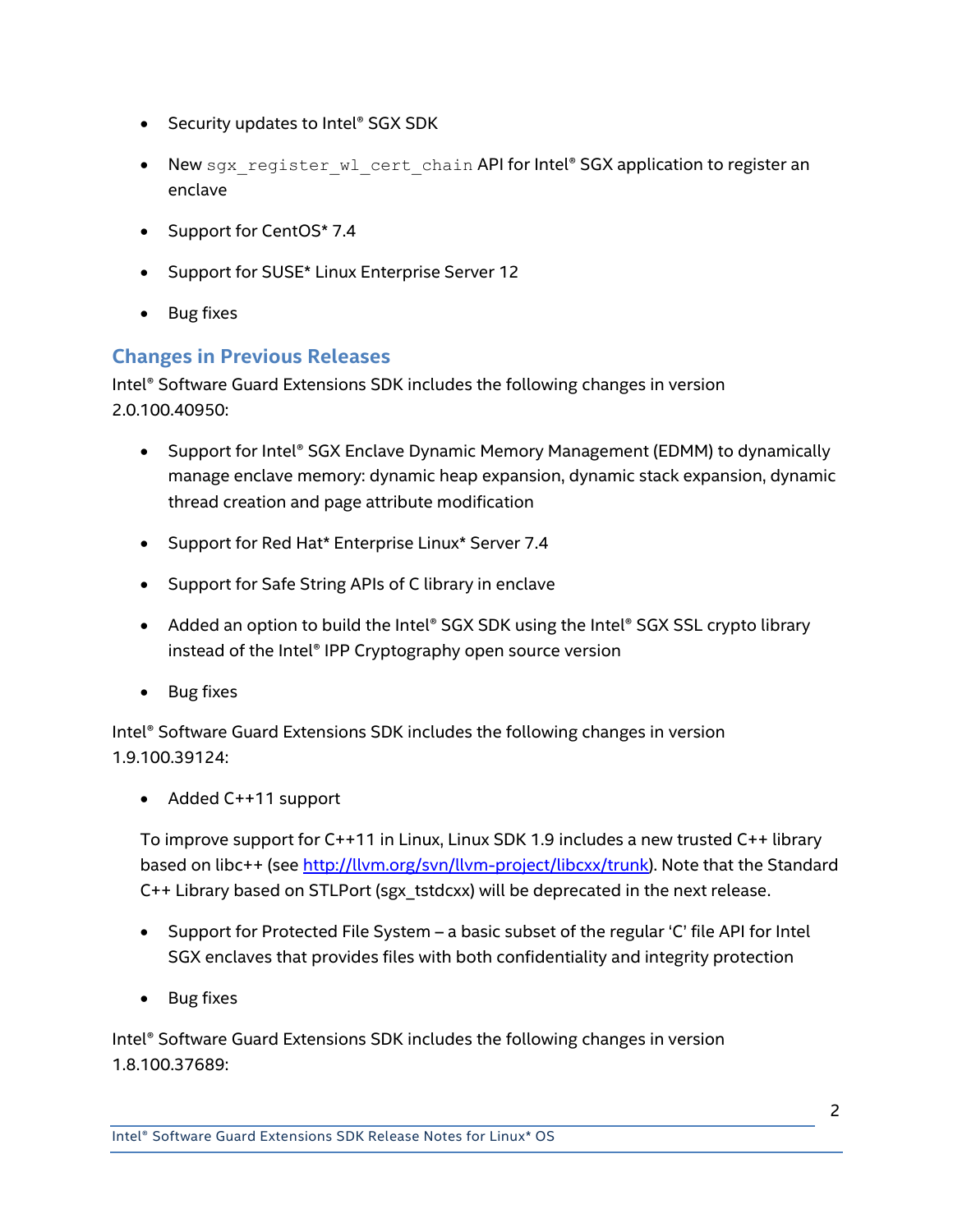- Security updates to Intel® SGX SDK
- New `sgx_register_wl_cert_chain` API for Intel® SGX application to register an enclave
- Support for CentOS* 7.4
- Support for SUSE* Linux Enterprise Server 12
- Bug fixes

## Changes in Previous Releases

Intel® Software Guard Extensions SDK includes the following changes in version 2.0.100.40950:

- Support for Intel® SGX Enclave Dynamic Memory Management (EDMM) to dynamically manage enclave memory: dynamic heap expansion, dynamic stack expansion, dynamic thread creation and page attribute modification
- Support for Red Hat* Enterprise Linux* Server 7.4
- Support for Safe String APIs of C library in enclave
- Added an option to build the Intel® SGX SDK using the Intel® SGX SSL crypto library instead of the Intel® IPP Cryptography open source version
- Bug fixes

Intel® Software Guard Extensions SDK includes the following changes in version 1.9.100.39124:

- Added C++11 support

  To improve support for C++11 in Linux, Linux SDK 1.9 includes a new trusted C++ library based on libc++ (see [http://llvm.org/svn/llvm-project/libcxx/trunk](http://llvm.org/svn/llvm-project/libcxx/trunk)). Note that the Standard C++ Library based on STLPort (sgx_tstdcxx) will be deprecated in the next release.

- Support for Protected File System – a basic subset of the regular 'C' file API for Intel SGX enclaves that provides files with both confidentiality and integrity protection
- Bug fixes

Intel® Software Guard Extensions SDK includes the following changes in version 1.8.100.37689: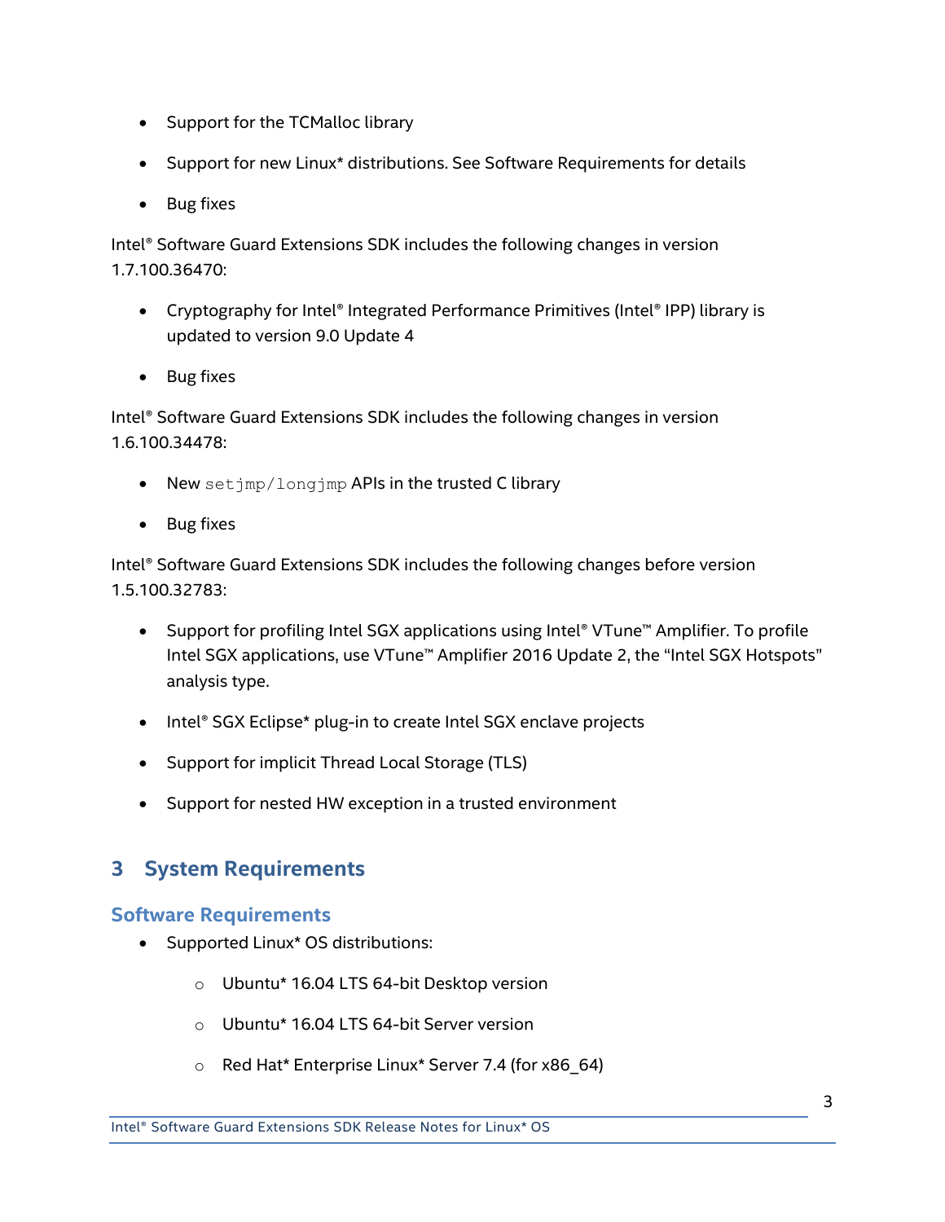- Support for the TCMalloc library
- Support for new Linux* distributions. See Software Requirements for details
- Bug fixes

Intel® Software Guard Extensions SDK includes the following changes in version 1.7.100.36470:

- Cryptography for Intel® Integrated Performance Primitives (Intel® IPP) library is updated to version 9.0 Update 4
- Bug fixes

Intel® Software Guard Extensions SDK includes the following changes in version 1.6.100.34478:

- New `setjmp/longjmp` APIs in the trusted C library
- Bug fixes

Intel® Software Guard Extensions SDK includes the following changes before version 1.5.100.32783:

- Support for profiling Intel SGX applications using Intel® VTune™ Amplifier. To profile Intel SGX applications, use VTune™ Amplifier 2016 Update 2, the "Intel SGX Hotspots" analysis type.
- Intel® SGX Eclipse* plug-in to create Intel SGX enclave projects
- Support for implicit Thread Local Storage (TLS)
- Support for nested HW exception in a trusted environment

# 3 System Requirements

## Software Requirements

- Supported Linux* OS distributions:
    - Ubuntu* 16.04 LTS 64-bit Desktop version
    - Ubuntu* 16.04 LTS 64-bit Server version
    - Red Hat* Enterprise Linux* Server 7.4 (for x86_64)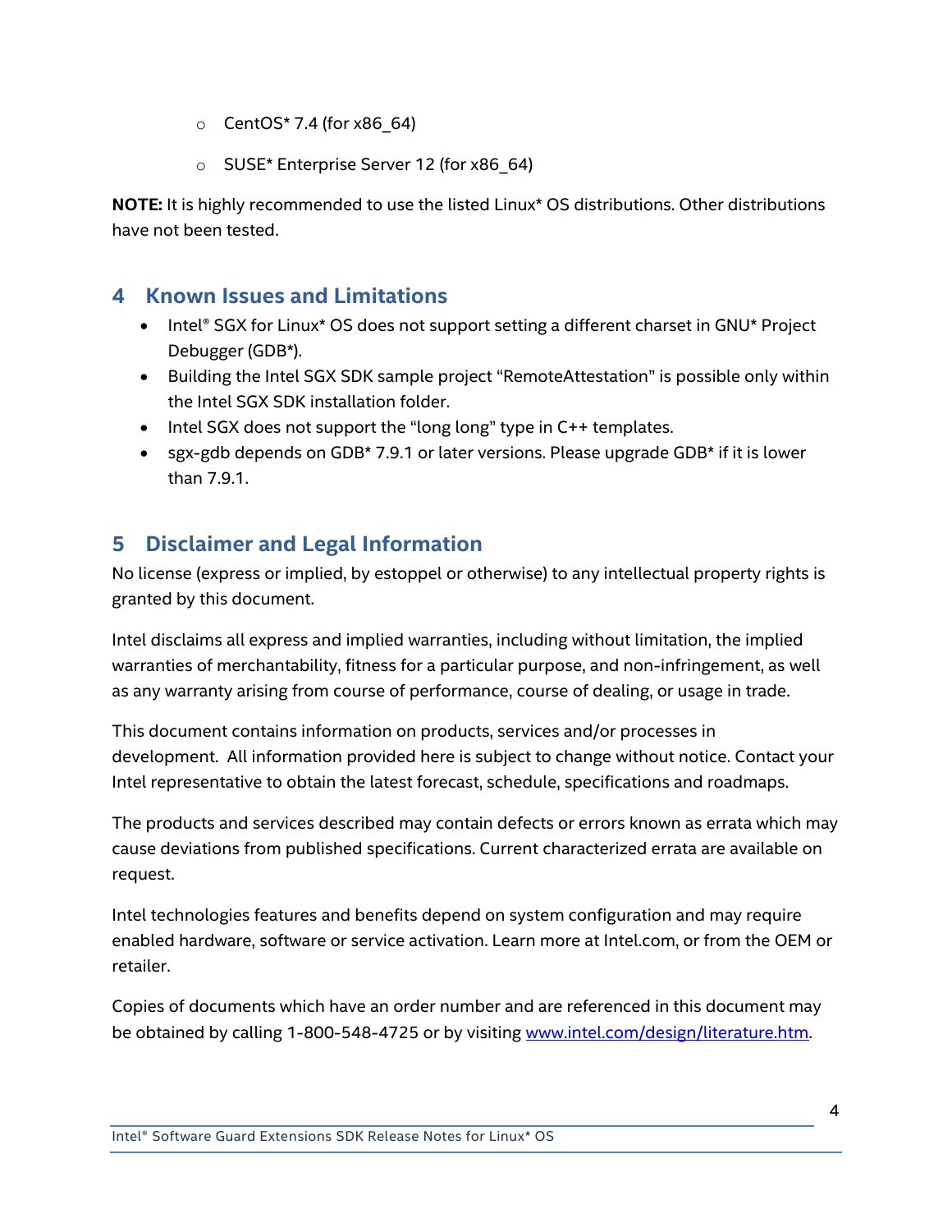- CentOS* 7.4 (for x86_64)
  - SUSE* Enterprise Server 12 (for x86_64)

**NOTE:** It is highly recommended to use the listed Linux* OS distributions. Other distributions have not been tested.

# 4 Known Issues and Limitations

- Intel® SGX for Linux* OS does not support setting a different charset in GNU* Project Debugger (GDB*).
- Building the Intel SGX SDK sample project "RemoteAttestation" is possible only within the Intel SGX SDK installation folder.
- Intel SGX does not support the "long long" type in C++ templates.
- sgx-gdb depends on GDB* 7.9.1 or later versions. Please upgrade GDB* if it is lower than 7.9.1.

# 5 Disclaimer and Legal Information

No license (express or implied, by estoppel or otherwise) to any intellectual property rights is granted by this document.

Intel disclaims all express and implied warranties, including without limitation, the implied warranties of merchantability, fitness for a particular purpose, and non-infringement, as well as any warranty arising from course of performance, course of dealing, or usage in trade.

This document contains information on products, services and/or processes in development. All information provided here is subject to change without notice. Contact your Intel representative to obtain the latest forecast, schedule, specifications and roadmaps.

The products and services described may contain defects or errors known as errata which may cause deviations from published specifications. Current characterized errata are available on request.

Intel technologies features and benefits depend on system configuration and may require enabled hardware, software or service activation. Learn more at Intel.com, or from the OEM or retailer.

Copies of documents which have an order number and are referenced in this document may be obtained by calling 1-800-548-4725 or by visiting [www.intel.com/design/literature.htm](http://www.intel.com/design/literature.htm).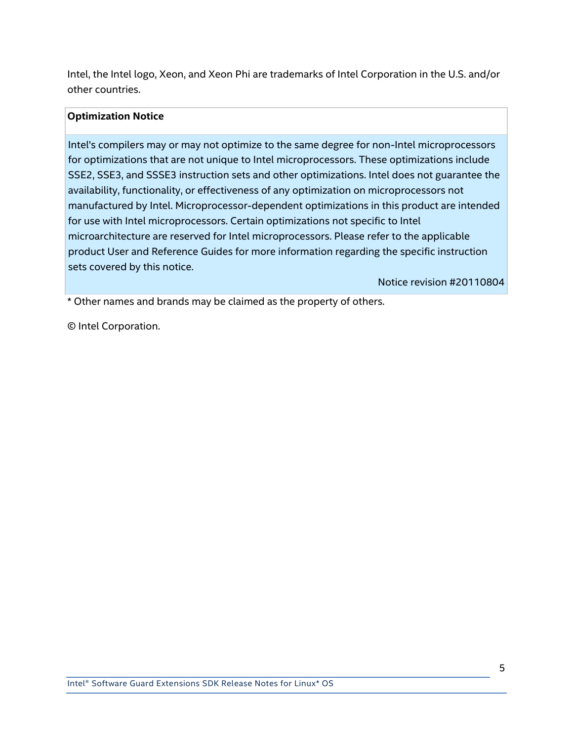Intel, the Intel logo, Xeon, and Xeon Phi are trademarks of Intel Corporation in the U.S. and/or other countries.

| **Optimization Notice** |
| --- |
| Intel's compilers may or may not optimize to the same degree for non-Intel microprocessors for optimizations that are not unique to Intel microprocessors. These optimizations include SSE2, SSE3, and SSSE3 instruction sets and other optimizations. Intel does not guarantee the availability, functionality, or effectiveness of any optimization on microprocessors not manufactured by Intel. Microprocessor-dependent optimizations in this product are intended for use with Intel microprocessors. Certain optimizations not specific to Intel microarchitecture are reserved for Intel microprocessors. Please refer to the applicable product User and Reference Guides for more information regarding the specific instruction sets covered by this notice. Notice revision #20110804 |

* Other names and brands may be claimed as the property of others.

© Intel Corporation.